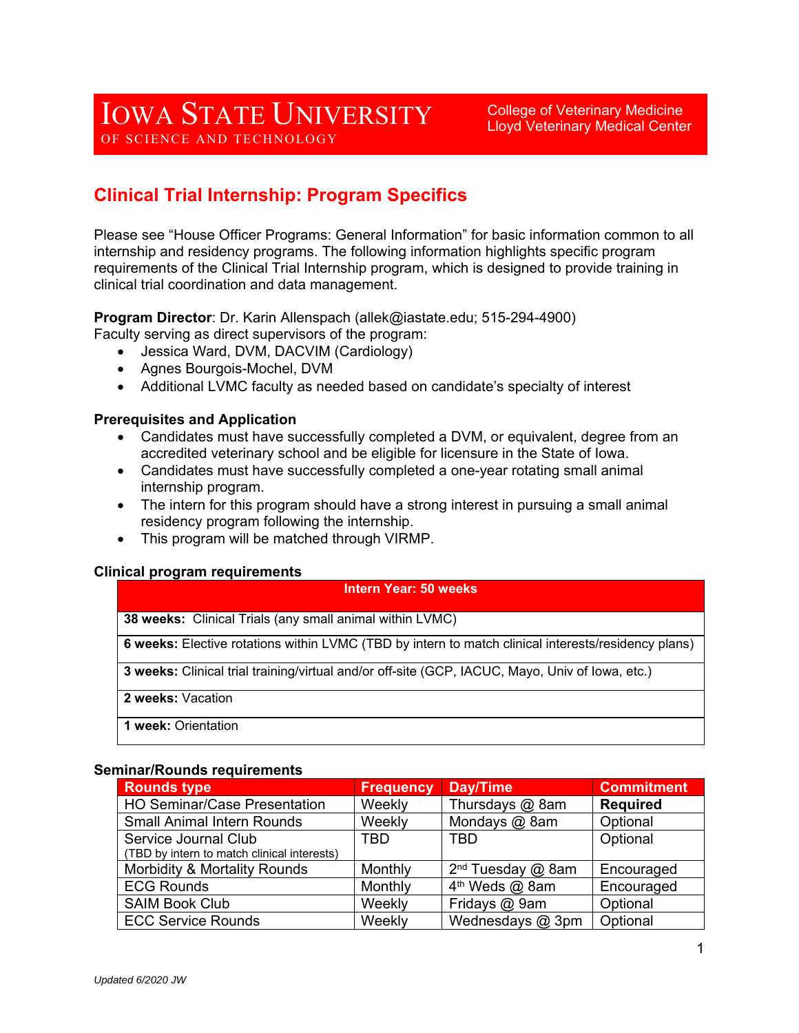# Iowa State University
OF SCIENCE AND TECHNOLOGY

College of Veterinary Medicine
Lloyd Veterinary Medical Center

## Clinical Trial Internship: Program Specifics

Please see "House Officer Programs: General Information" for basic information common to all internship and residency programs. The following information highlights specific program requirements of the Clinical Trial Internship program, which is designed to provide training in clinical trial coordination and data management.

**Program Director**: Dr. Karin Allenspach (allek@iastate.edu; 515-294-4900)
Faculty serving as direct supervisors of the program:

- Jessica Ward, DVM, DACVIM (Cardiology)
- Agnes Bourgois-Mochel, DVM
- Additional LVMC faculty as needed based on candidate's specialty of interest

### Prerequisites and Application

- Candidates must have successfully completed a DVM, or equivalent, degree from an accredited veterinary school and be eligible for licensure in the State of Iowa.
- Candidates must have successfully completed a one-year rotating small animal internship program.
- The intern for this program should have a strong interest in pursuing a small animal residency program following the internship.
- This program will be matched through VIRMP.

### Clinical program requirements

| Intern Year: 50 weeks |
|---|
| **38 weeks:** Clinical Trials (any small animal within LVMC) |
| **6 weeks:** Elective rotations within LVMC (TBD by intern to match clinical interests/residency plans) |
| **3 weeks:** Clinical trial training/virtual and/or off-site (GCP, IACUC, Mayo, Univ of Iowa, etc.) |
| **2 weeks:** Vacation |
| **1 week:** Orientation |

### Seminar/Rounds requirements

| Rounds type | Frequency | Day/Time | Commitment |
|---|---|---|---|
| HO Seminar/Case Presentation | Weekly | Thursdays @ 8am | **Required** |
| Small Animal Intern Rounds | Weekly | Mondays @ 8am | Optional |
| Service Journal Club (TBD by intern to match clinical interests) | TBD | TBD | Optional |
| Morbidity & Mortality Rounds | Monthly | 2nd Tuesday @ 8am | Encouraged |
| ECG Rounds | Monthly | 4th Weds @ 8am | Encouraged |
| SAIM Book Club | Weekly | Fridays @ 9am | Optional |
| ECC Service Rounds | Weekly | Wednesdays @ 3pm | Optional |

*Updated 6/2020 JW*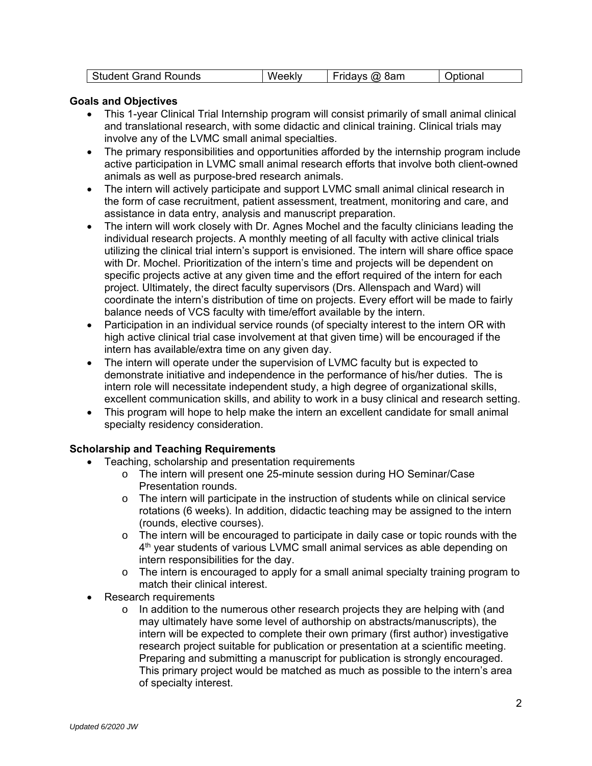| Student Grand Rounds | Weekly | Fridays @ 8am | Optional |
|---|---|---|---|

**Goals and Objectives**

- This 1-year Clinical Trial Internship program will consist primarily of small animal clinical and translational research, with some didactic and clinical training. Clinical trials may involve any of the LVMC small animal specialties.
- The primary responsibilities and opportunities afforded by the internship program include active participation in LVMC small animal research efforts that involve both client-owned animals as well as purpose-bred research animals.
- The intern will actively participate and support LVMC small animal clinical research in the form of case recruitment, patient assessment, treatment, monitoring and care, and assistance in data entry, analysis and manuscript preparation.
- The intern will work closely with Dr. Agnes Mochel and the faculty clinicians leading the individual research projects. A monthly meeting of all faculty with active clinical trials utilizing the clinical trial intern's support is envisioned. The intern will share office space with Dr. Mochel. Prioritization of the intern's time and projects will be dependent on specific projects active at any given time and the effort required of the intern for each project. Ultimately, the direct faculty supervisors (Drs. Allenspach and Ward) will coordinate the intern's distribution of time on projects. Every effort will be made to fairly balance needs of VCS faculty with time/effort available by the intern.
- Participation in an individual service rounds (of specialty interest to the intern OR with high active clinical trial case involvement at that given time) will be encouraged if the intern has available/extra time on any given day.
- The intern will operate under the supervision of LVMC faculty but is expected to demonstrate initiative and independence in the performance of his/her duties. The is intern role will necessitate independent study, a high degree of organizational skills, excellent communication skills, and ability to work in a busy clinical and research setting.
- This program will hope to help make the intern an excellent candidate for small animal specialty residency consideration.

**Scholarship and Teaching Requirements**

- Teaching, scholarship and presentation requirements
  - The intern will present one 25-minute session during HO Seminar/Case Presentation rounds.
  - The intern will participate in the instruction of students while on clinical service rotations (6 weeks). In addition, didactic teaching may be assigned to the intern (rounds, elective courses).
  - The intern will be encouraged to participate in daily case or topic rounds with the 4th year students of various LVMC small animal services as able depending on intern responsibilities for the day.
  - The intern is encouraged to apply for a small animal specialty training program to match their clinical interest.
- Research requirements
  - In addition to the numerous other research projects they are helping with (and may ultimately have some level of authorship on abstracts/manuscripts), the intern will be expected to complete their own primary (first author) investigative research project suitable for publication or presentation at a scientific meeting. Preparing and submitting a manuscript for publication is strongly encouraged. This primary project would be matched as much as possible to the intern's area of specialty interest.

*Updated 6/2020 JW*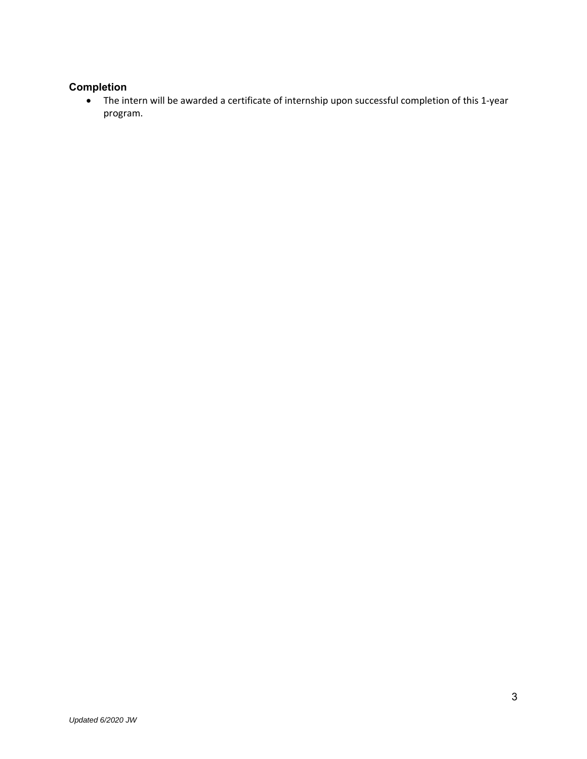### Completion

- The intern will be awarded a certificate of internship upon successful completion of this 1-year program.